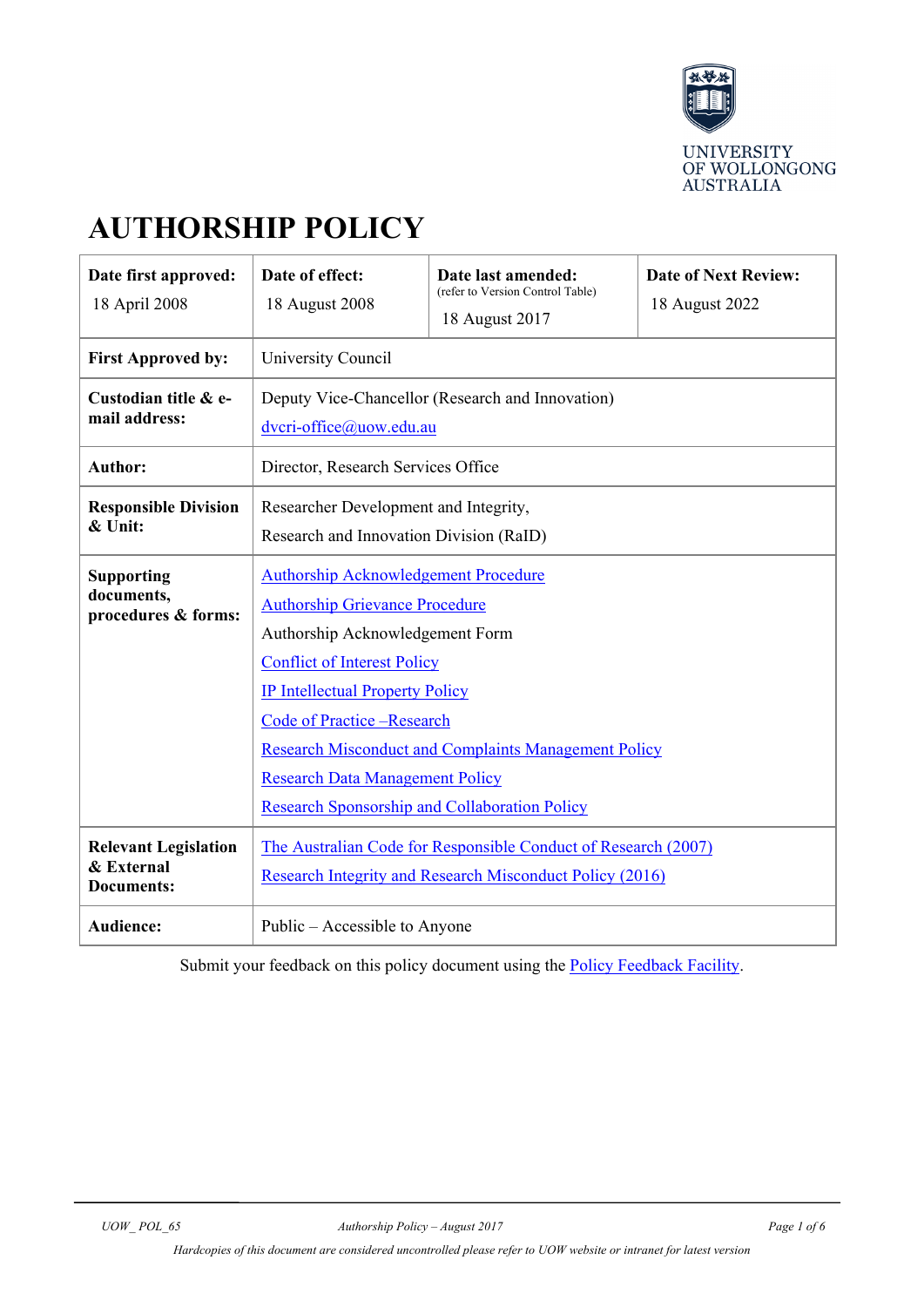UNIVERSITY OF WOLLONGONG AUSTRALIA

# AUTHORSHIP POLICY

| Date first approved: | Date of effect: | Date last amended: (refer to Version Control Table) | Date of Next Review: |
|---|---|---|---|
| 18 April 2008 | 18 August 2008 | 18 August 2017 | 18 August 2022 |

| | |
|---|---|
| **First Approved by:** | University Council |
| **Custodian title & e-mail address:** | Deputy Vice-Chancellor (Research and Innovation)<br>dvcri-office@uow.edu.au |
| **Author:** | Director, Research Services Office |
| **Responsible Division & Unit:** | Researcher Development and Integrity,<br>Research and Innovation Division (RaID) |
| **Supporting documents, procedures & forms:** | Authorship Acknowledgement Procedure<br>Authorship Grievance Procedure<br>Authorship Acknowledgement Form<br>Conflict of Interest Policy<br>IP Intellectual Property Policy<br>Code of Practice –Research<br>Research Misconduct and Complaints Management Policy<br>Research Data Management Policy<br>Research Sponsorship and Collaboration Policy |
| **Relevant Legislation & External Documents:** | The Australian Code for Responsible Conduct of Research (2007)<br>Research Integrity and Research Misconduct Policy (2016) |
| **Audience:** | Public – Accessible to Anyone |

Submit your feedback on this policy document using the Policy Feedback Facility.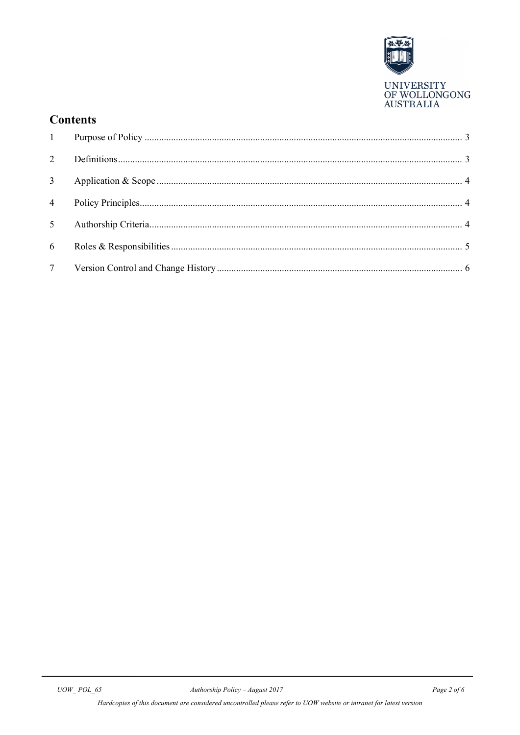## Contents

| | | |
|---|---|---|
| 1 | Purpose of Policy | 3 |
| 2 | Definitions | 3 |
| 3 | Application & Scope | 4 |
| 4 | Policy Principles | 4 |
| 5 | Authorship Criteria | 4 |
| 6 | Roles & Responsibilities | 5 |
| 7 | Version Control and Change History | 6 |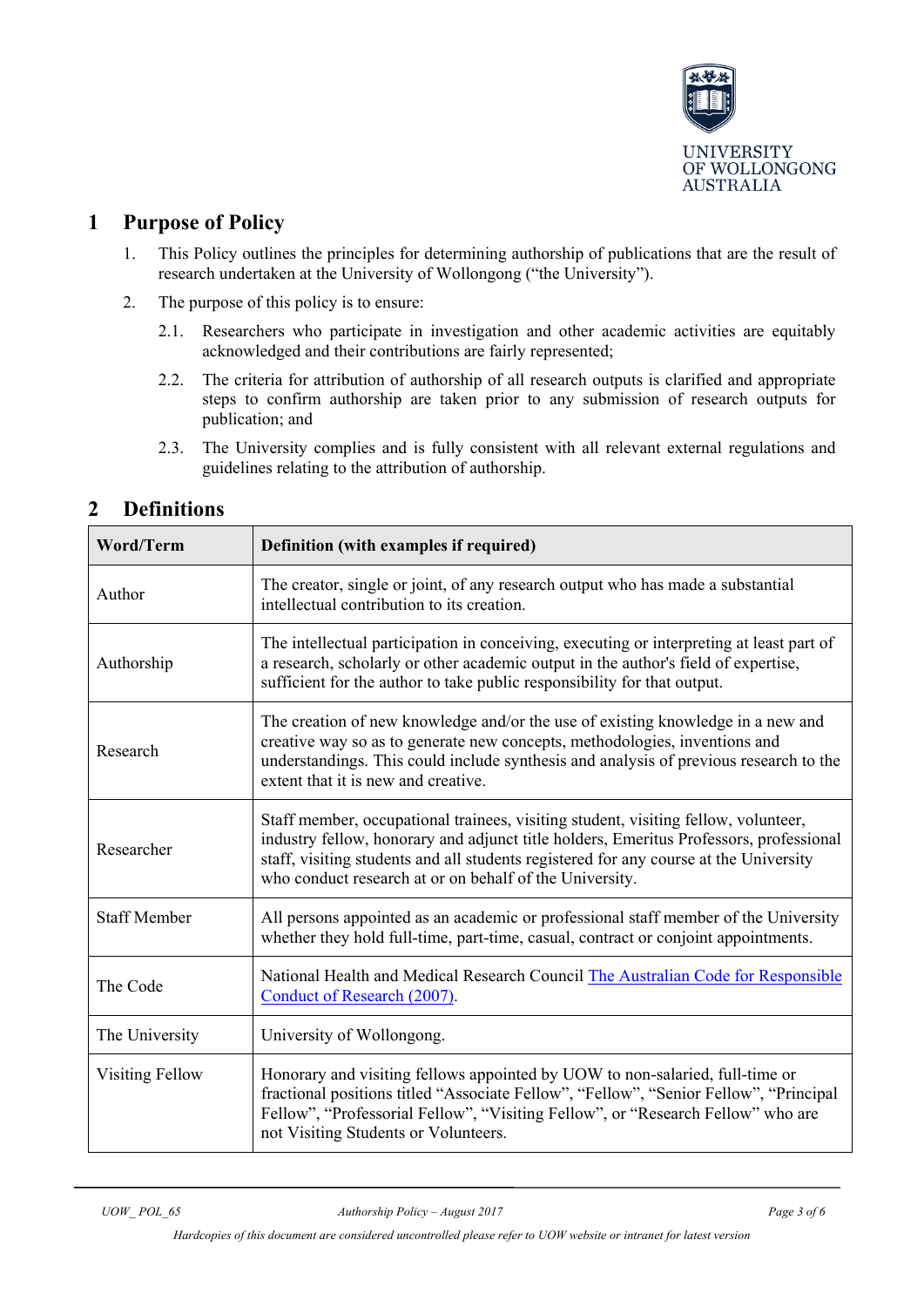# 1 Purpose of Policy

1. This Policy outlines the principles for determining authorship of publications that are the result of research undertaken at the University of Wollongong ("the University").
2. The purpose of this policy is to ensure:
   - 2.1. Researchers who participate in investigation and other academic activities are equitably acknowledged and their contributions are fairly represented;
   - 2.2. The criteria for attribution of authorship of all research outputs is clarified and appropriate steps to confirm authorship are taken prior to any submission of research outputs for publication; and
   - 2.3. The University complies and is fully consistent with all relevant external regulations and guidelines relating to the attribution of authorship.

# 2 Definitions

| Word/Term | Definition (with examples if required) |
| --- | --- |
| Author | The creator, single or joint, of any research output who has made a substantial intellectual contribution to its creation. |
| Authorship | The intellectual participation in conceiving, executing or interpreting at least part of a research, scholarly or other academic output in the author's field of expertise, sufficient for the author to take public responsibility for that output. |
| Research | The creation of new knowledge and/or the use of existing knowledge in a new and creative way so as to generate new concepts, methodologies, inventions and understandings. This could include synthesis and analysis of previous research to the extent that it is new and creative. |
| Researcher | Staff member, occupational trainees, visiting student, visiting fellow, volunteer, industry fellow, honorary and adjunct title holders, Emeritus Professors, professional staff, visiting students and all students registered for any course at the University who conduct research at or on behalf of the University. |
| Staff Member | All persons appointed as an academic or professional staff member of the University whether they hold full-time, part-time, casual, contract or conjoint appointments. |
| The Code | National Health and Medical Research Council The Australian Code for Responsible Conduct of Research (2007). |
| The University | University of Wollongong. |
| Visiting Fellow | Honorary and visiting fellows appointed by UOW to non-salaried, full-time or fractional positions titled "Associate Fellow", "Fellow", "Senior Fellow", "Principal Fellow", "Professorial Fellow", "Visiting Fellow", or "Research Fellow" who are not Visiting Students or Volunteers. |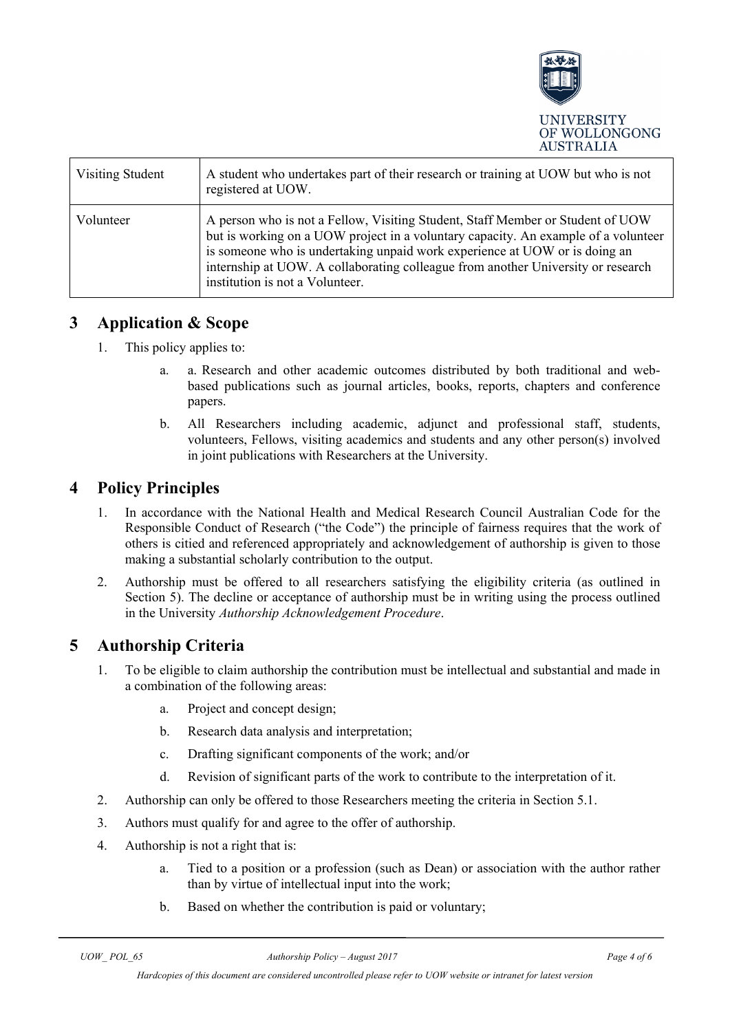| Visiting Student | A student who undertakes part of their research or training at UOW but who is not registered at UOW. |
|---|---|
| Volunteer | A person who is not a Fellow, Visiting Student, Staff Member or Student of UOW but is working on a UOW project in a voluntary capacity. An example of a volunteer is someone who is undertaking unpaid work experience at UOW or is doing an internship at UOW. A collaborating colleague from another University or research institution is not a Volunteer. |

## 3 Application & Scope

1. This policy applies to:
   a. a. Research and other academic outcomes distributed by both traditional and web-based publications such as journal articles, books, reports, chapters and conference papers.
   b. All Researchers including academic, adjunct and professional staff, students, volunteers, Fellows, visiting academics and students and any other person(s) involved in joint publications with Researchers at the University.

## 4 Policy Principles

1. In accordance with the National Health and Medical Research Council Australian Code for the Responsible Conduct of Research ("the Code") the principle of fairness requires that the work of others is citied and referenced appropriately and acknowledgement of authorship is given to those making a substantial scholarly contribution to the output.
2. Authorship must be offered to all researchers satisfying the eligibility criteria (as outlined in Section 5). The decline or acceptance of authorship must be in writing using the process outlined in the University *Authorship Acknowledgement Procedure*.

## 5 Authorship Criteria

1. To be eligible to claim authorship the contribution must be intellectual and substantial and made in a combination of the following areas:
   a. Project and concept design;
   b. Research data analysis and interpretation;
   c. Drafting significant components of the work; and/or
   d. Revision of significant parts of the work to contribute to the interpretation of it.
2. Authorship can only be offered to those Researchers meeting the criteria in Section 5.1.
3. Authors must qualify for and agree to the offer of authorship.
4. Authorship is not a right that is:
   a. Tied to a position or a profession (such as Dean) or association with the author rather than by virtue of intellectual input into the work;
   b. Based on whether the contribution is paid or voluntary;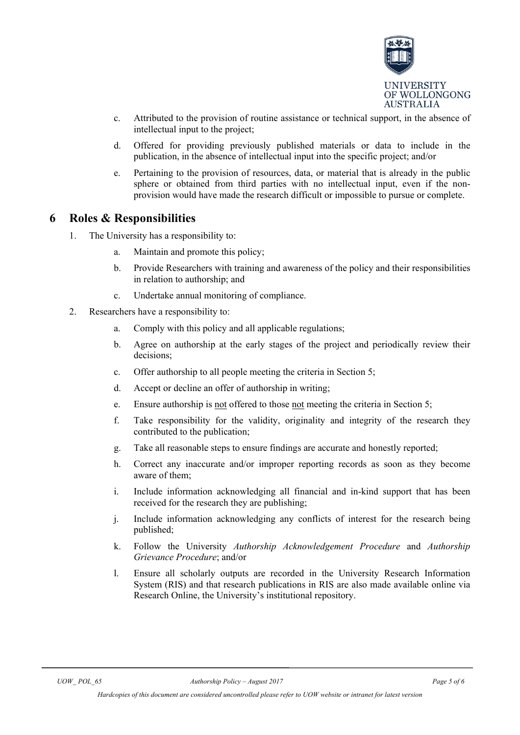c. Attributed to the provision of routine assistance or technical support, in the absence of intellectual input to the project;

d. Offered for providing previously published materials or data to include in the publication, in the absence of intellectual input into the specific project; and/or

e. Pertaining to the provision of resources, data, or material that is already in the public sphere or obtained from third parties with no intellectual input, even if the non-provision would have made the research difficult or impossible to pursue or complete.

# 6 Roles & Responsibilities

1. The University has a responsibility to:
   a. Maintain and promote this policy;
   b. Provide Researchers with training and awareness of the policy and their responsibilities in relation to authorship; and
   c. Undertake annual monitoring of compliance.

2. Researchers have a responsibility to:
   a. Comply with this policy and all applicable regulations;
   b. Agree on authorship at the early stages of the project and periodically review their decisions;
   c. Offer authorship to all people meeting the criteria in Section 5;
   d. Accept or decline an offer of authorship in writing;
   e. Ensure authorship is <u>not</u> offered to those <u>not</u> meeting the criteria in Section 5;
   f. Take responsibility for the validity, originality and integrity of the research they contributed to the publication;
   g. Take all reasonable steps to ensure findings are accurate and honestly reported;
   h. Correct any inaccurate and/or improper reporting records as soon as they become aware of them;
   i. Include information acknowledging all financial and in-kind support that has been received for the research they are publishing;
   j. Include information acknowledging any conflicts of interest for the research being published;
   k. Follow the University *Authorship Acknowledgement Procedure* and *Authorship Grievance Procedure*; and/or
   l. Ensure all scholarly outputs are recorded in the University Research Information System (RIS) and that research publications in RIS are also made available online via Research Online, the University's institutional repository.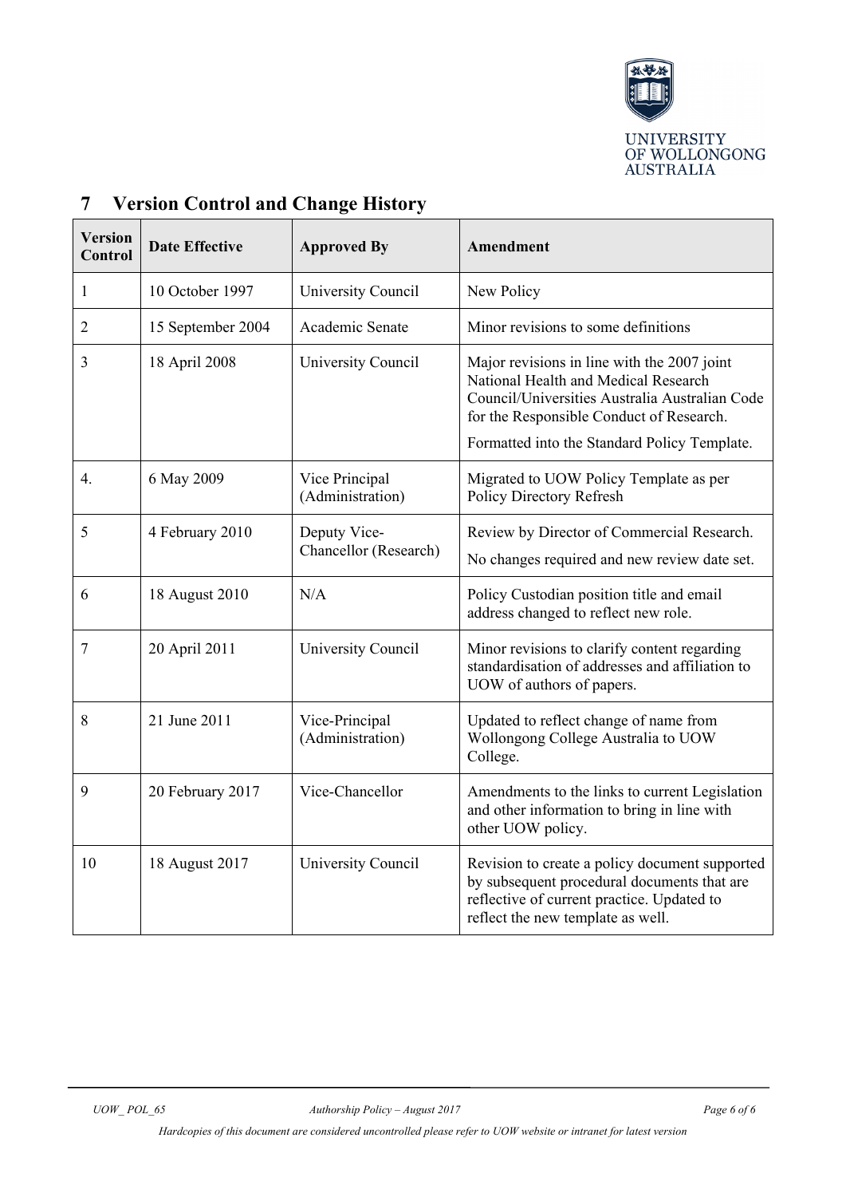## 7 Version Control and Change History

| Version Control | Date Effective | Approved By | Amendment |
|---|---|---|---|
| 1 | 10 October 1997 | University Council | New Policy |
| 2 | 15 September 2004 | Academic Senate | Minor revisions to some definitions |
| 3 | 18 April 2008 | University Council | Major revisions in line with the 2007 joint National Health and Medical Research Council/Universities Australia Australian Code for the Responsible Conduct of Research. Formatted into the Standard Policy Template. |
| 4. | 6 May 2009 | Vice Principal (Administration) | Migrated to UOW Policy Template as per Policy Directory Refresh |
| 5 | 4 February 2010 | Deputy Vice-Chancellor (Research) | Review by Director of Commercial Research. No changes required and new review date set. |
| 6 | 18 August 2010 | N/A | Policy Custodian position title and email address changed to reflect new role. |
| 7 | 20 April 2011 | University Council | Minor revisions to clarify content regarding standardisation of addresses and affiliation to UOW of authors of papers. |
| 8 | 21 June 2011 | Vice-Principal (Administration) | Updated to reflect change of name from Wollongong College Australia to UOW College. |
| 9 | 20 February 2017 | Vice-Chancellor | Amendments to the links to current Legislation and other information to bring in line with other UOW policy. |
| 10 | 18 August 2017 | University Council | Revision to create a policy document supported by subsequent procedural documents that are reflective of current practice. Updated to reflect the new template as well. |